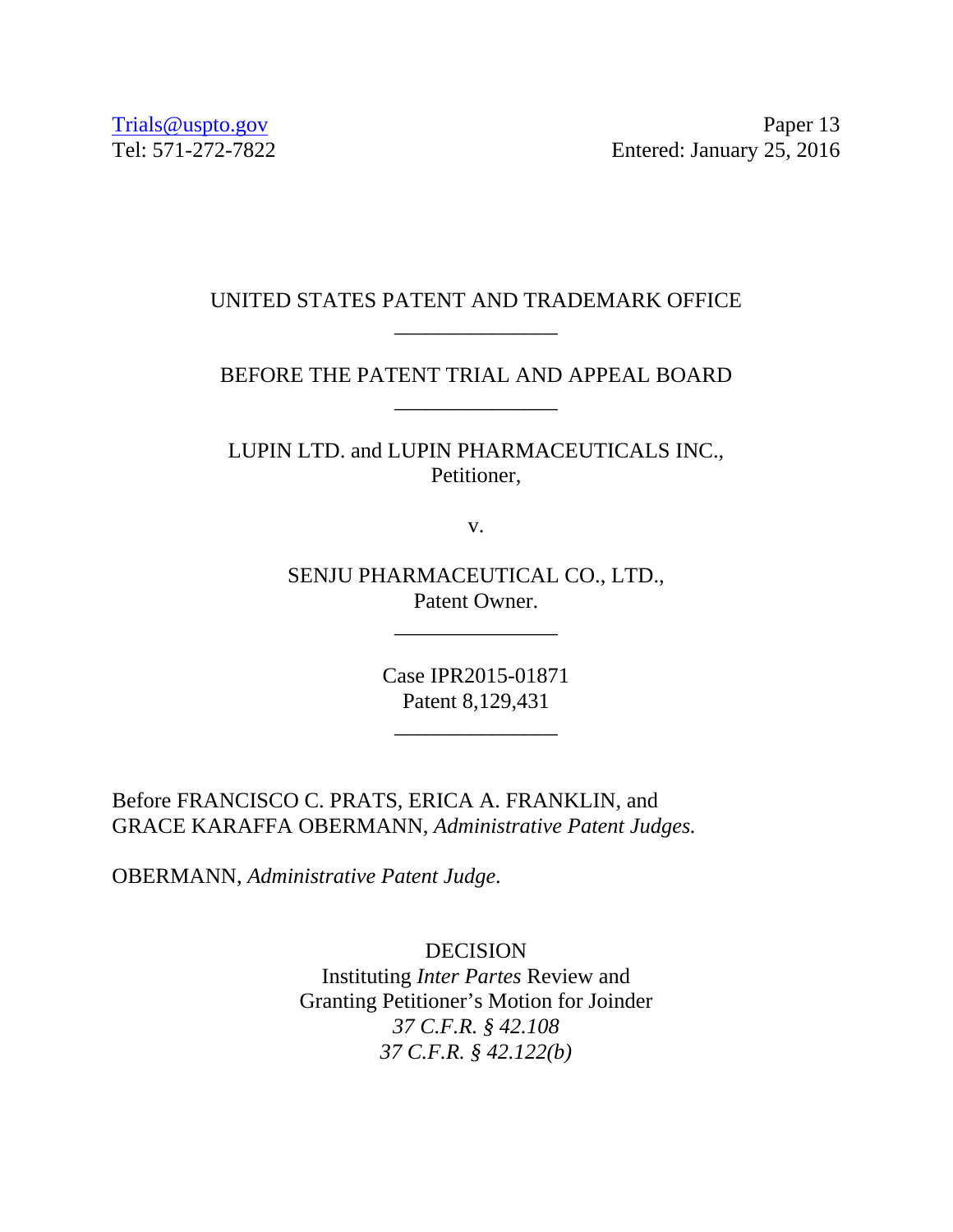Trials@uspto.gov
Tel: 571-272-7822

Paper 13
Entered: January 25, 2016

UNITED STATES PATENT AND TRADEMARK OFFICE

---

BEFORE THE PATENT TRIAL AND APPEAL BOARD

---

LUPIN LTD. and LUPIN PHARMACEUTICALS INC.,
Petitioner,

v.

SENJU PHARMACEUTICAL CO., LTD.,
Patent Owner.

---

Case IPR2015-01871
Patent 8,129,431

---

Before FRANCISCO C. PRATS, ERICA A. FRANKLIN, and GRACE KARAFFA OBERMANN, *Administrative Patent Judges.*

OBERMANN, *Administrative Patent Judge.*

DECISION
Instituting *Inter Partes* Review and
Granting Petitioner's Motion for Joinder
*37 C.F.R. § 42.108*
*37 C.F.R. § 42.122(b)*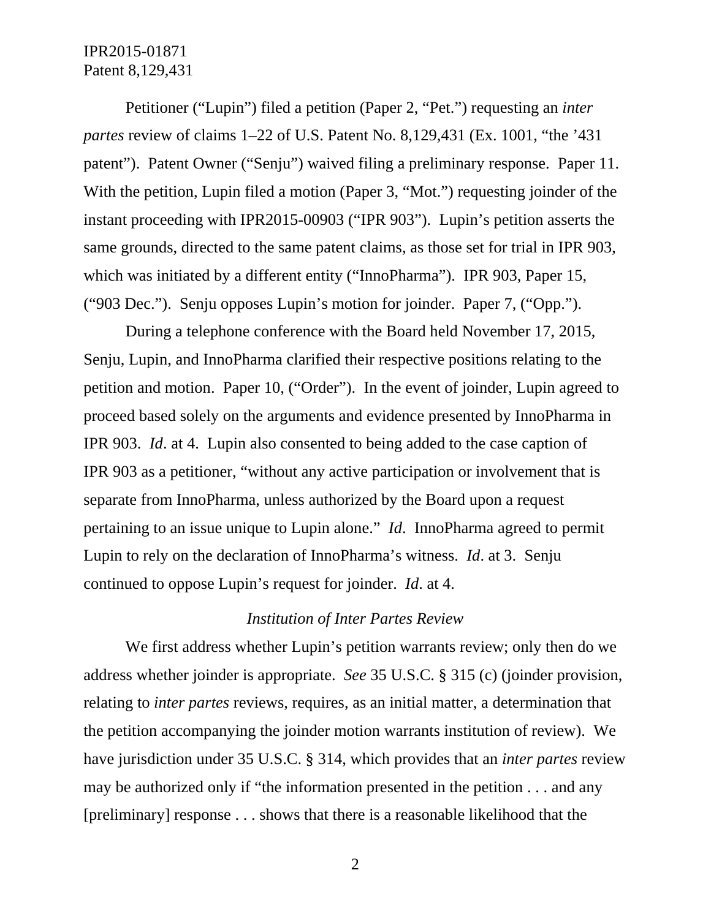Petitioner ("Lupin") filed a petition (Paper 2, "Pet.") requesting an *inter partes* review of claims 1–22 of U.S. Patent No. 8,129,431 (Ex. 1001, "the '431 patent"). Patent Owner ("Senju") waived filing a preliminary response. Paper 11. With the petition, Lupin filed a motion (Paper 3, "Mot.") requesting joinder of the instant proceeding with IPR2015-00903 ("IPR 903"). Lupin's petition asserts the same grounds, directed to the same patent claims, as those set for trial in IPR 903, which was initiated by a different entity ("InnoPharma"). IPR 903, Paper 15, ("903 Dec."). Senju opposes Lupin's motion for joinder. Paper 7, ("Opp.").

During a telephone conference with the Board held November 17, 2015, Senju, Lupin, and InnoPharma clarified their respective positions relating to the petition and motion. Paper 10, ("Order"). In the event of joinder, Lupin agreed to proceed based solely on the arguments and evidence presented by InnoPharma in IPR 903. *Id*. at 4. Lupin also consented to being added to the case caption of IPR 903 as a petitioner, "without any active participation or involvement that is separate from InnoPharma, unless authorized by the Board upon a request pertaining to an issue unique to Lupin alone." *Id*. InnoPharma agreed to permit Lupin to rely on the declaration of InnoPharma's witness. *Id*. at 3. Senju continued to oppose Lupin's request for joinder. *Id*. at 4.

*Institution of Inter Partes Review*

We first address whether Lupin's petition warrants review; only then do we address whether joinder is appropriate. *See* 35 U.S.C. § 315 (c) (joinder provision, relating to *inter partes* reviews, requires, as an initial matter, a determination that the petition accompanying the joinder motion warrants institution of review). We have jurisdiction under 35 U.S.C. § 314, which provides that an *inter partes* review may be authorized only if "the information presented in the petition . . . and any [preliminary] response . . . shows that there is a reasonable likelihood that the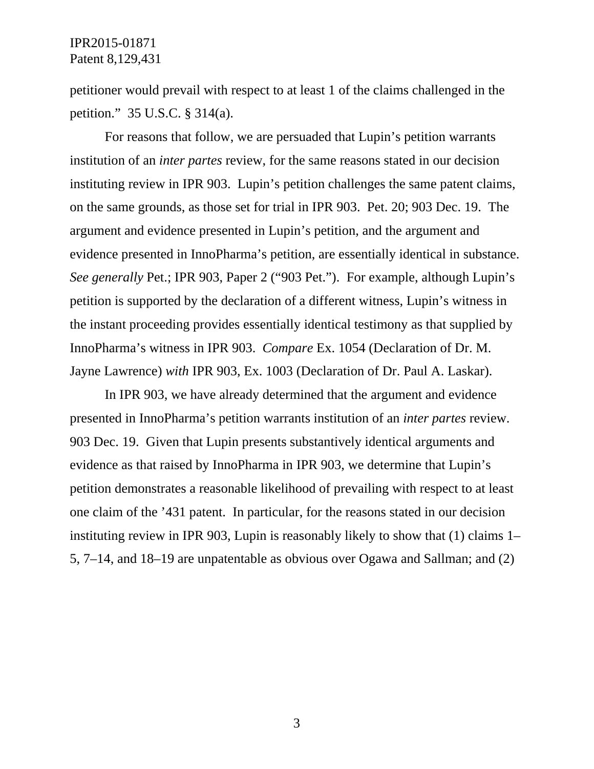petitioner would prevail with respect to at least 1 of the claims challenged in the petition." 35 U.S.C. § 314(a).

For reasons that follow, we are persuaded that Lupin's petition warrants institution of an *inter partes* review, for the same reasons stated in our decision instituting review in IPR 903. Lupin's petition challenges the same patent claims, on the same grounds, as those set for trial in IPR 903. Pet. 20; 903 Dec. 19. The argument and evidence presented in Lupin's petition, and the argument and evidence presented in InnoPharma's petition, are essentially identical in substance. *See generally* Pet.; IPR 903, Paper 2 ("903 Pet."). For example, although Lupin's petition is supported by the declaration of a different witness, Lupin's witness in the instant proceeding provides essentially identical testimony as that supplied by InnoPharma's witness in IPR 903. *Compare* Ex. 1054 (Declaration of Dr. M. Jayne Lawrence) *with* IPR 903, Ex. 1003 (Declaration of Dr. Paul A. Laskar).

In IPR 903, we have already determined that the argument and evidence presented in InnoPharma's petition warrants institution of an *inter partes* review. 903 Dec. 19. Given that Lupin presents substantively identical arguments and evidence as that raised by InnoPharma in IPR 903, we determine that Lupin's petition demonstrates a reasonable likelihood of prevailing with respect to at least one claim of the '431 patent. In particular, for the reasons stated in our decision instituting review in IPR 903, Lupin is reasonably likely to show that (1) claims 1–5, 7–14, and 18–19 are unpatentable as obvious over Ogawa and Sallman; and (2)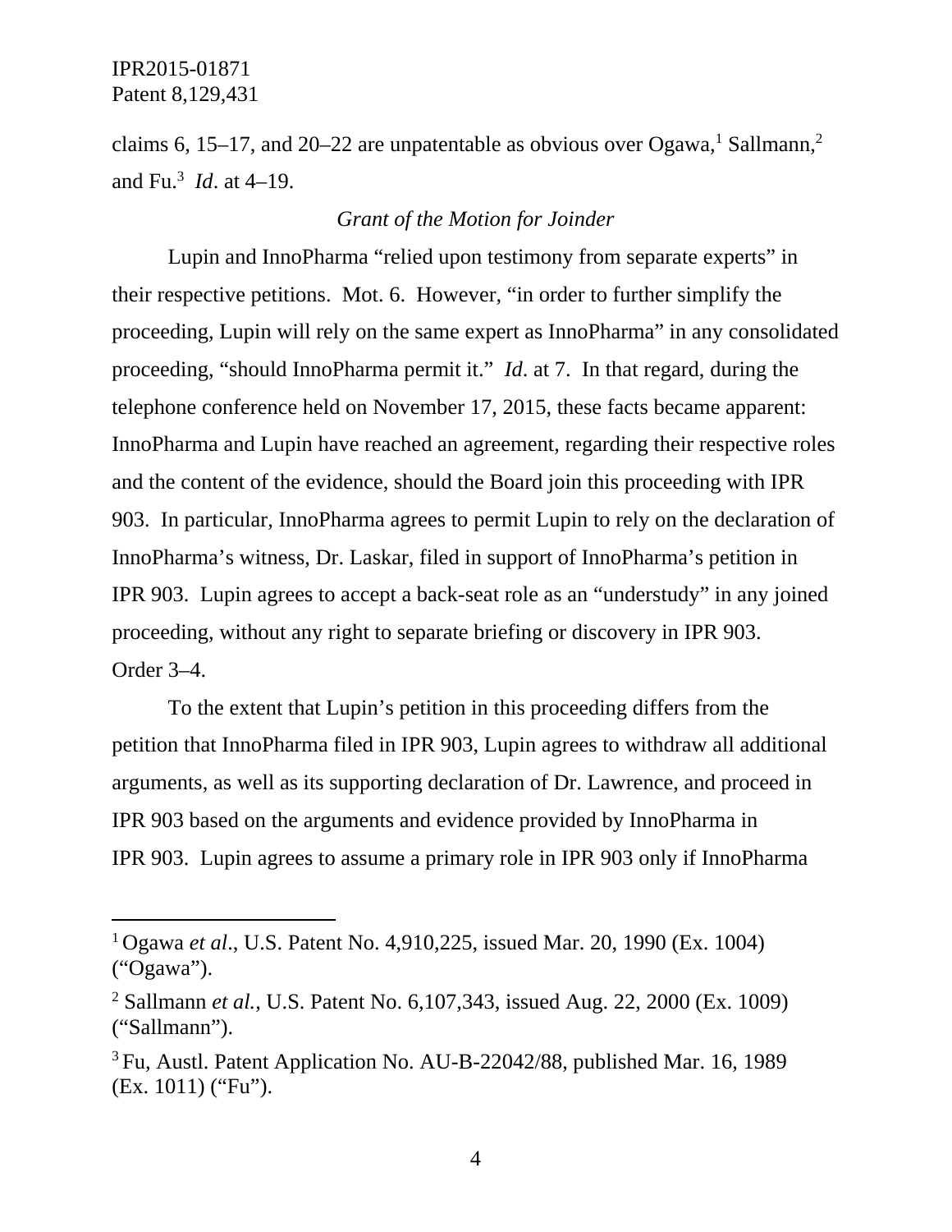claims 6, 15–17, and 20–22 are unpatentable as obvious over Ogawa,[1] Sallmann,[2] and Fu.[3] *Id*. at 4–19.

*Grant of the Motion for Joinder*

Lupin and InnoPharma "relied upon testimony from separate experts" in their respective petitions. Mot. 6. However, "in order to further simplify the proceeding, Lupin will rely on the same expert as InnoPharma" in any consolidated proceeding, "should InnoPharma permit it." *Id*. at 7. In that regard, during the telephone conference held on November 17, 2015, these facts became apparent: InnoPharma and Lupin have reached an agreement, regarding their respective roles and the content of the evidence, should the Board join this proceeding with IPR 903. In particular, InnoPharma agrees to permit Lupin to rely on the declaration of InnoPharma's witness, Dr. Laskar, filed in support of InnoPharma's petition in IPR 903. Lupin agrees to accept a back-seat role as an "understudy" in any joined proceeding, without any right to separate briefing or discovery in IPR 903. Order 3–4.

To the extent that Lupin's petition in this proceeding differs from the petition that InnoPharma filed in IPR 903, Lupin agrees to withdraw all additional arguments, as well as its supporting declaration of Dr. Lawrence, and proceed in IPR 903 based on the arguments and evidence provided by InnoPharma in IPR 903. Lupin agrees to assume a primary role in IPR 903 only if InnoPharma

---

[1] Ogawa *et al*., U.S. Patent No. 4,910,225, issued Mar. 20, 1990 (Ex. 1004) ("Ogawa").

[2] Sallmann *et al.*, U.S. Patent No. 6,107,343, issued Aug. 22, 2000 (Ex. 1009) ("Sallmann").

[3] Fu, Austl. Patent Application No. AU-B-22042/88, published Mar. 16, 1989 (Ex. 1011) ("Fu").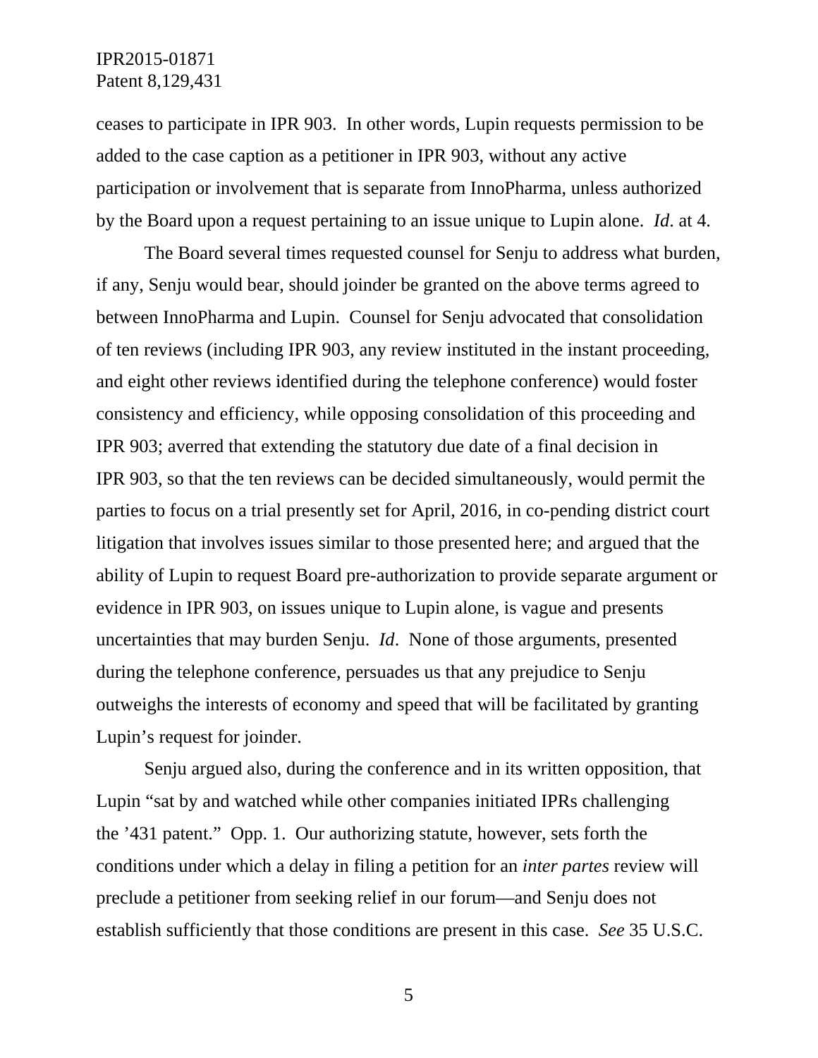ceases to participate in IPR 903. In other words, Lupin requests permission to be added to the case caption as a petitioner in IPR 903, without any active participation or involvement that is separate from InnoPharma, unless authorized by the Board upon a request pertaining to an issue unique to Lupin alone. *Id*. at 4.

The Board several times requested counsel for Senju to address what burden, if any, Senju would bear, should joinder be granted on the above terms agreed to between InnoPharma and Lupin. Counsel for Senju advocated that consolidation of ten reviews (including IPR 903, any review instituted in the instant proceeding, and eight other reviews identified during the telephone conference) would foster consistency and efficiency, while opposing consolidation of this proceeding and IPR 903; averred that extending the statutory due date of a final decision in IPR 903, so that the ten reviews can be decided simultaneously, would permit the parties to focus on a trial presently set for April, 2016, in co-pending district court litigation that involves issues similar to those presented here; and argued that the ability of Lupin to request Board pre-authorization to provide separate argument or evidence in IPR 903, on issues unique to Lupin alone, is vague and presents uncertainties that may burden Senju. *Id*. None of those arguments, presented during the telephone conference, persuades us that any prejudice to Senju outweighs the interests of economy and speed that will be facilitated by granting Lupin's request for joinder.

Senju argued also, during the conference and in its written opposition, that Lupin "sat by and watched while other companies initiated IPRs challenging the '431 patent." Opp. 1. Our authorizing statute, however, sets forth the conditions under which a delay in filing a petition for an *inter partes* review will preclude a petitioner from seeking relief in our forum—and Senju does not establish sufficiently that those conditions are present in this case. *See* 35 U.S.C.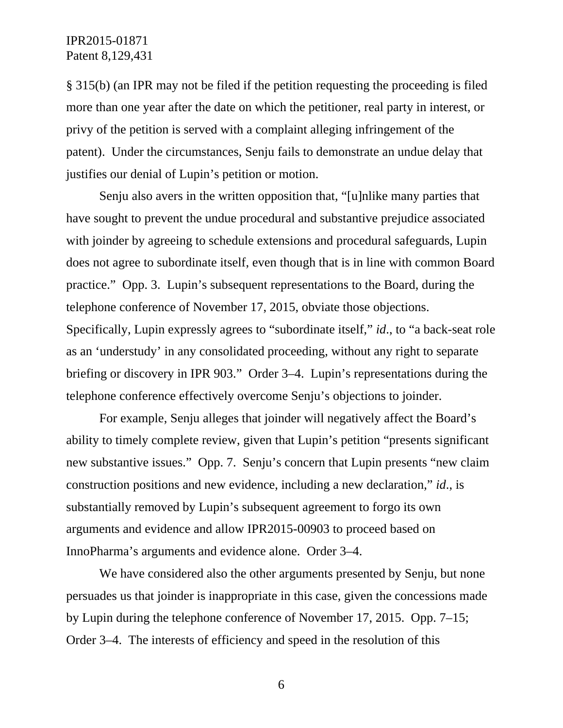§ 315(b) (an IPR may not be filed if the petition requesting the proceeding is filed more than one year after the date on which the petitioner, real party in interest, or privy of the petition is served with a complaint alleging infringement of the patent). Under the circumstances, Senju fails to demonstrate an undue delay that justifies our denial of Lupin's petition or motion.

Senju also avers in the written opposition that, "[u]nlike many parties that have sought to prevent the undue procedural and substantive prejudice associated with joinder by agreeing to schedule extensions and procedural safeguards, Lupin does not agree to subordinate itself, even though that is in line with common Board practice." Opp. 3. Lupin's subsequent representations to the Board, during the telephone conference of November 17, 2015, obviate those objections. Specifically, Lupin expressly agrees to "subordinate itself," *id*., to "a back-seat role as an 'understudy' in any consolidated proceeding, without any right to separate briefing or discovery in IPR 903." Order 3–4. Lupin's representations during the telephone conference effectively overcome Senju's objections to joinder.

For example, Senju alleges that joinder will negatively affect the Board's ability to timely complete review, given that Lupin's petition "presents significant new substantive issues." Opp. 7. Senju's concern that Lupin presents "new claim construction positions and new evidence, including a new declaration," *id*., is substantially removed by Lupin's subsequent agreement to forgo its own arguments and evidence and allow IPR2015-00903 to proceed based on InnoPharma's arguments and evidence alone. Order 3–4.

We have considered also the other arguments presented by Senju, but none persuades us that joinder is inappropriate in this case, given the concessions made by Lupin during the telephone conference of November 17, 2015. Opp. 7–15; Order 3–4. The interests of efficiency and speed in the resolution of this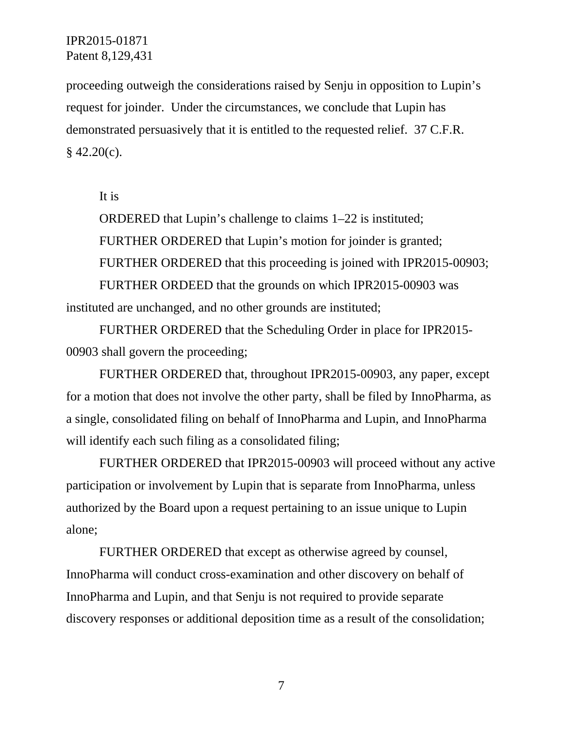proceeding outweigh the considerations raised by Senju in opposition to Lupin's request for joinder. Under the circumstances, we conclude that Lupin has demonstrated persuasively that it is entitled to the requested relief. 37 C.F.R. § 42.20(c).

It is

ORDERED that Lupin's challenge to claims 1–22 is instituted;

FURTHER ORDERED that Lupin's motion for joinder is granted;

FURTHER ORDERED that this proceeding is joined with IPR2015-00903;

FURTHER ORDEED that the grounds on which IPR2015-00903 was instituted are unchanged, and no other grounds are instituted;

FURTHER ORDERED that the Scheduling Order in place for IPR2015-00903 shall govern the proceeding;

FURTHER ORDERED that, throughout IPR2015-00903, any paper, except for a motion that does not involve the other party, shall be filed by InnoPharma, as a single, consolidated filing on behalf of InnoPharma and Lupin, and InnoPharma will identify each such filing as a consolidated filing;

FURTHER ORDERED that IPR2015-00903 will proceed without any active participation or involvement by Lupin that is separate from InnoPharma, unless authorized by the Board upon a request pertaining to an issue unique to Lupin alone;

FURTHER ORDERED that except as otherwise agreed by counsel, InnoPharma will conduct cross-examination and other discovery on behalf of InnoPharma and Lupin, and that Senju is not required to provide separate discovery responses or additional deposition time as a result of the consolidation;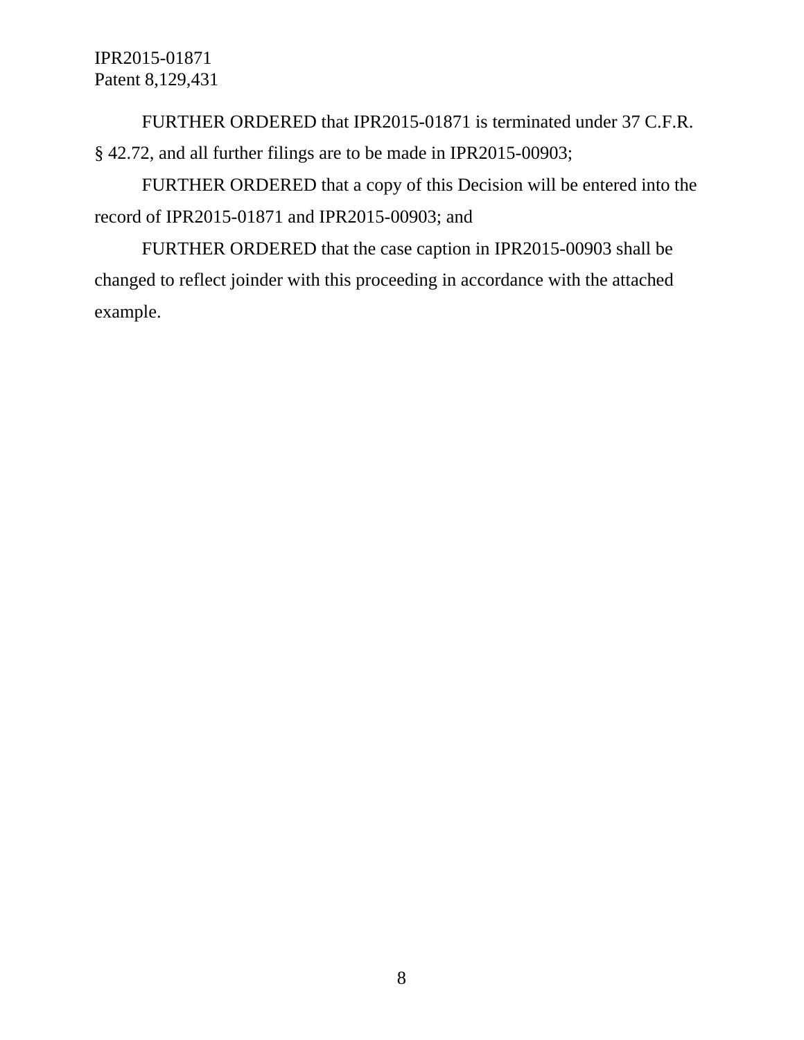FURTHER ORDERED that IPR2015-01871 is terminated under 37 C.F.R. § 42.72, and all further filings are to be made in IPR2015-00903;

FURTHER ORDERED that a copy of this Decision will be entered into the record of IPR2015-01871 and IPR2015-00903; and

FURTHER ORDERED that the case caption in IPR2015-00903 shall be changed to reflect joinder with this proceeding in accordance with the attached example.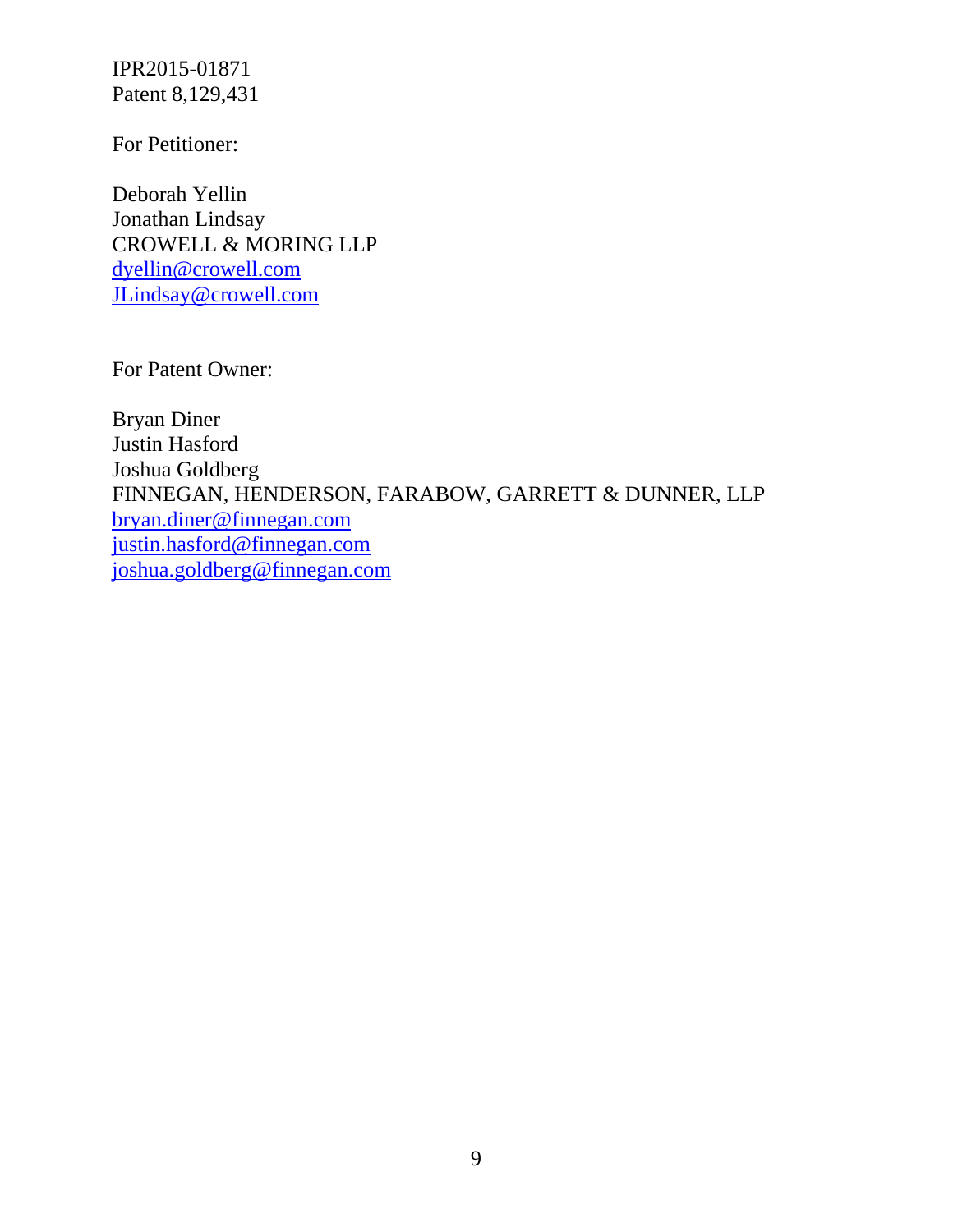IPR2015-01871
Patent 8,129,431

For Petitioner:

Deborah Yellin
Jonathan Lindsay
CROWELL & MORING LLP
dyellin@crowell.com
JLindsay@crowell.com

For Patent Owner:

Bryan Diner
Justin Hasford
Joshua Goldberg
FINNEGAN, HENDERSON, FARABOW, GARRETT & DUNNER, LLP
bryan.diner@finnegan.com
justin.hasford@finnegan.com
joshua.goldberg@finnegan.com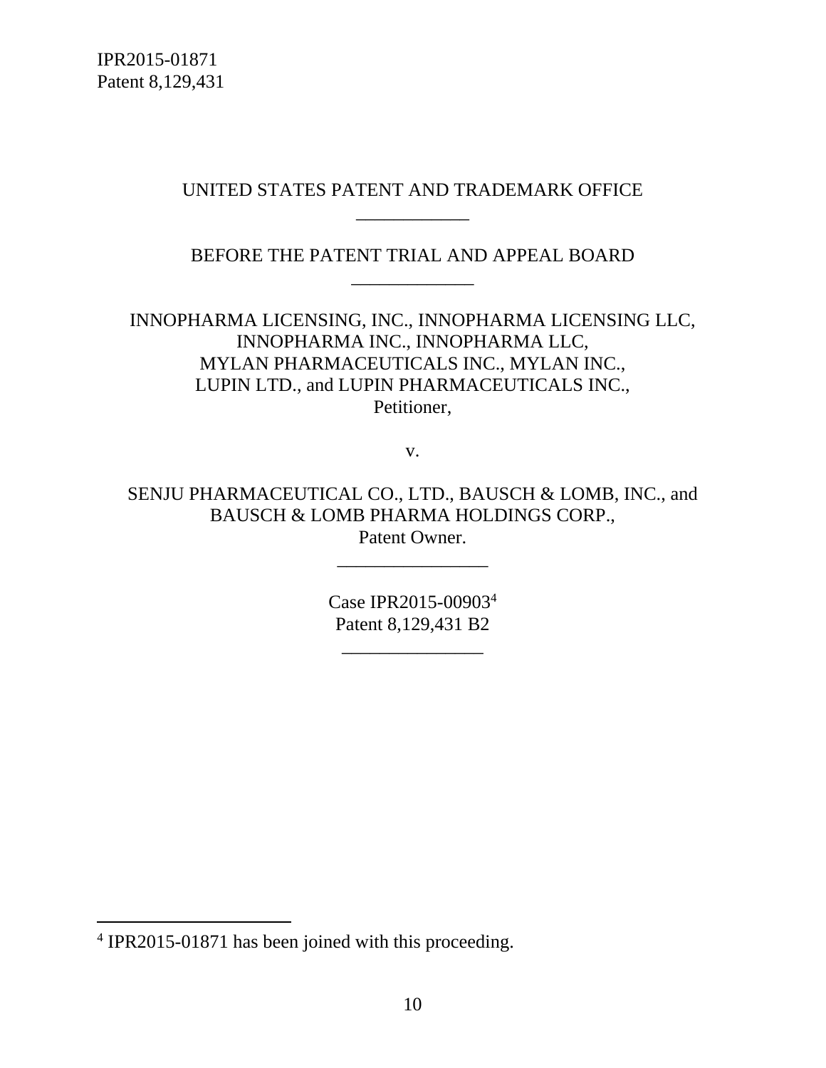UNITED STATES PATENT AND TRADEMARK OFFICE

\_\_\_\_\_\_\_\_\_\_\_\_

BEFORE THE PATENT TRIAL AND APPEAL BOARD

\_\_\_\_\_\_\_\_\_\_\_\_\_

INNOPHARMA LICENSING, INC., INNOPHARMA LICENSING LLC,
INNOPHARMA INC., INNOPHARMA LLC,
MYLAN PHARMACEUTICALS INC., MYLAN INC.,
LUPIN LTD., and LUPIN PHARMACEUTICALS INC.,
Petitioner,

v.

SENJU PHARMACEUTICAL CO., LTD., BAUSCH & LOMB, INC., and
BAUSCH & LOMB PHARMA HOLDINGS CORP.,
Patent Owner.

\_\_\_\_\_\_\_\_\_\_\_\_\_\_\_\_

Case IPR2015-00903[4]
Patent 8,129,431 B2

\_\_\_\_\_\_\_\_\_\_\_\_\_\_\_

[4] IPR2015-01871 has been joined with this proceeding.